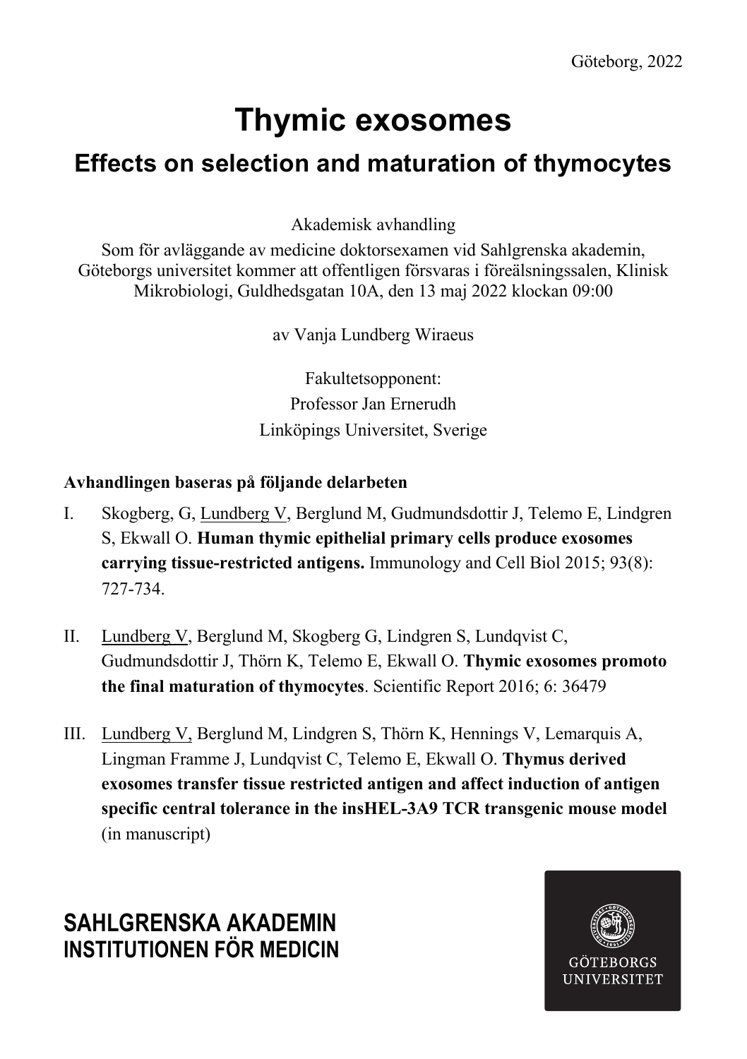Göteborg, 2022

# Thymic exosomes

## Effects on selection and maturation of thymocytes

Akademisk avhandling

Som för avläggande av medicine doktorsexamen vid Sahlgrenska akademin, Göteborgs universitet kommer att offentligen försvaras i föreälsningssalen, Klinisk Mikrobiologi, Guldhedsgatan 10A, den 13 maj 2022 klockan 09:00

av Vanja Lundberg Wiraeus

Fakultetsopponent:
Professor Jan Ernerudh
Linköpings Universitet, Sverige

**Avhandlingen baseras på följande delarbeten**

I. Skogberg, G, Lundberg V, Berglund M, Gudmundsdottir J, Telemo E, Lindgren S, Ekwall O. **Human thymic epithelial primary cells produce exosomes carrying tissue-restricted antigens.** Immunology and Cell Biol 2015; 93(8): 727-734.

II. Lundberg V, Berglund M, Skogberg G, Lindgren S, Lundqvist C, Gudmundsdottir J, Thörn K, Telemo E, Ekwall O. **Thymic exosomes promoto the final maturation of thymocytes**. Scientific Report 2016; 6: 36479

III. Lundberg V, Berglund M, Lindgren S, Thörn K, Hennings V, Lemarquis A, Lingman Framme J, Lundqvist C, Telemo E, Ekwall O. **Thymus derived exosomes transfer tissue restricted antigen and affect induction of antigen specific central tolerance in the insHEL-3A9 TCR transgenic mouse model** (in manuscript)

**SAHLGRENSKA AKADEMIN**
**INSTITUTIONEN FÖR MEDICIN**

GÖTEBORGS UNIVERSITET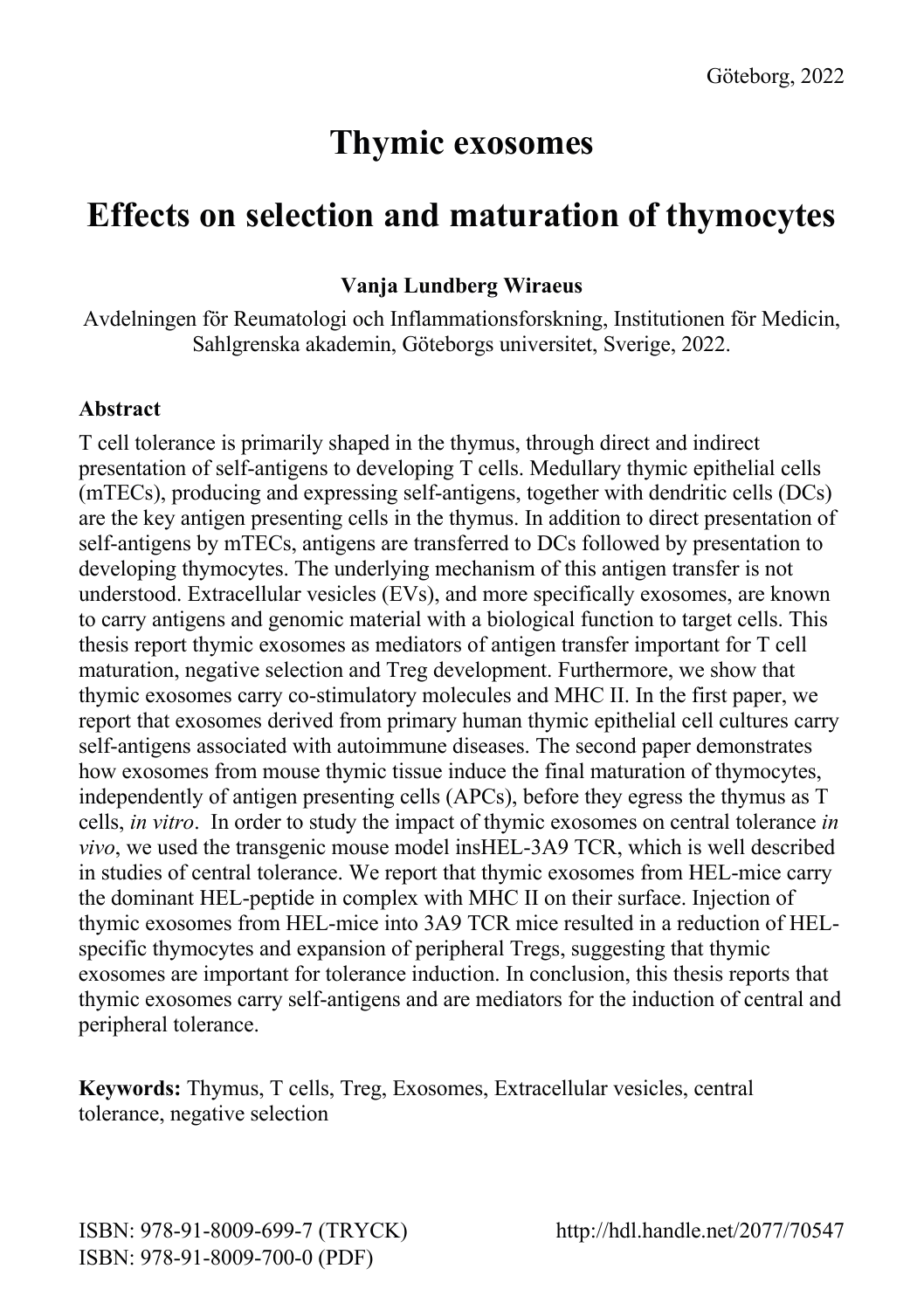Göteborg, 2022

# Thymic exosomes

# Effects on selection and maturation of thymocytes

**Vanja Lundberg Wiraeus**

Avdelningen för Reumatologi och Inflammationsforskning, Institutionen för Medicin, Sahlgrenska akademin, Göteborgs universitet, Sverige, 2022.

### Abstract

T cell tolerance is primarily shaped in the thymus, through direct and indirect presentation of self-antigens to developing T cells. Medullary thymic epithelial cells (mTECs), producing and expressing self-antigens, together with dendritic cells (DCs) are the key antigen presenting cells in the thymus. In addition to direct presentation of self-antigens by mTECs, antigens are transferred to DCs followed by presentation to developing thymocytes. The underlying mechanism of this antigen transfer is not understood. Extracellular vesicles (EVs), and more specifically exosomes, are known to carry antigens and genomic material with a biological function to target cells. This thesis report thymic exosomes as mediators of antigen transfer important for T cell maturation, negative selection and Treg development. Furthermore, we show that thymic exosomes carry co-stimulatory molecules and MHC II. In the first paper, we report that exosomes derived from primary human thymic epithelial cell cultures carry self-antigens associated with autoimmune diseases. The second paper demonstrates how exosomes from mouse thymic tissue induce the final maturation of thymocytes, independently of antigen presenting cells (APCs), before they egress the thymus as T cells, *in vitro*. In order to study the impact of thymic exosomes on central tolerance *in vivo*, we used the transgenic mouse model insHEL-3A9 TCR, which is well described in studies of central tolerance. We report that thymic exosomes from HEL-mice carry the dominant HEL-peptide in complex with MHC II on their surface. Injection of thymic exosomes from HEL-mice into 3A9 TCR mice resulted in a reduction of HEL-specific thymocytes and expansion of peripheral Tregs, suggesting that thymic exosomes are important for tolerance induction. In conclusion, this thesis reports that thymic exosomes carry self-antigens and are mediators for the induction of central and peripheral tolerance.

**Keywords:** Thymus, T cells, Treg, Exosomes, Extracellular vesicles, central tolerance, negative selection

ISBN: 978-91-8009-699-7 (TRYCK)
ISBN: 978-91-8009-700-0 (PDF)

http://hdl.handle.net/2077/70547